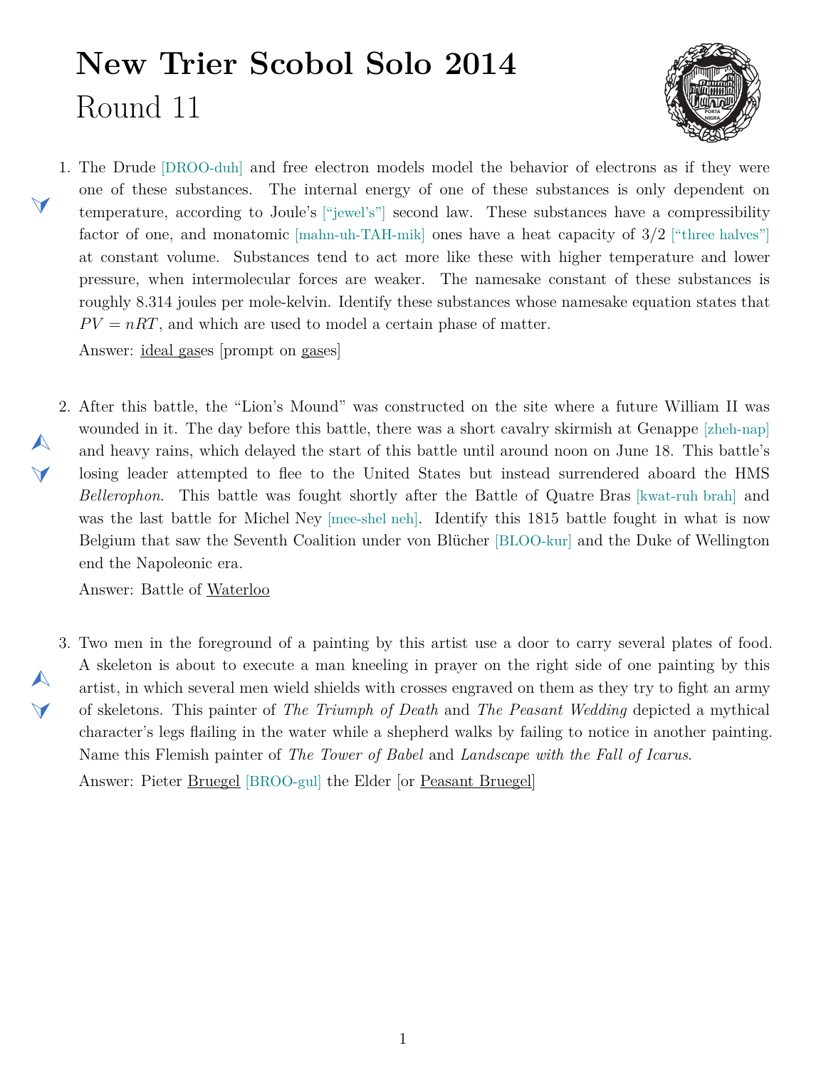# New Trier Scobol Solo 2014

## Round 11

1. The Drude [DROO-duh] and free electron models model the behavior of electrons as if they were one of these substances. The internal energy of one of these substances is only dependent on temperature, according to Joule's ["jewel's"] second law. These substances have a compressibility factor of one, and monatomic [mahn-uh-TAH-mik] ones have a heat capacity of 3/2 ["three halves"] at constant volume. Substances tend to act more like these with higher temperature and lower pressure, when intermolecular forces are weaker. The namesake constant of these substances is roughly 8.314 joules per mole-kelvin. Identify these substances whose namesake equation states that $PV = nRT$, and which are used to model a certain phase of matter.

   Answer: ideal gases [prompt on gases]

2. After this battle, the "Lion's Mound" was constructed on the site where a future William II was wounded in it. The day before this battle, there was a short cavalry skirmish at Genappe [zheh-nap] and heavy rains, which delayed the start of this battle until around noon on June 18. This battle's losing leader attempted to flee to the United States but instead surrendered aboard the HMS *Bellerophon*. This battle was fought shortly after the Battle of Quatre Bras [kwat-ruh brah] and was the last battle for Michel Ney [mee-shel neh]. Identify this 1815 battle fought in what is now Belgium that saw the Seventh Coalition under von Blücher [BLOO-kur] and the Duke of Wellington end the Napoleonic era.

   Answer: Battle of Waterloo

3. Two men in the foreground of a painting by this artist use a door to carry several plates of food. A skeleton is about to execute a man kneeling in prayer on the right side of one painting by this artist, in which several men wield shields with crosses engraved on them as they try to fight an army of skeletons. This painter of *The Triumph of Death* and *The Peasant Wedding* depicted a mythical character's legs flailing in the water while a shepherd walks by failing to notice in another painting. Name this Flemish painter of *The Tower of Babel* and *Landscape with the Fall of Icarus*.

   Answer: Pieter Bruegel [BROO-gul] the Elder [or Peasant Bruegel]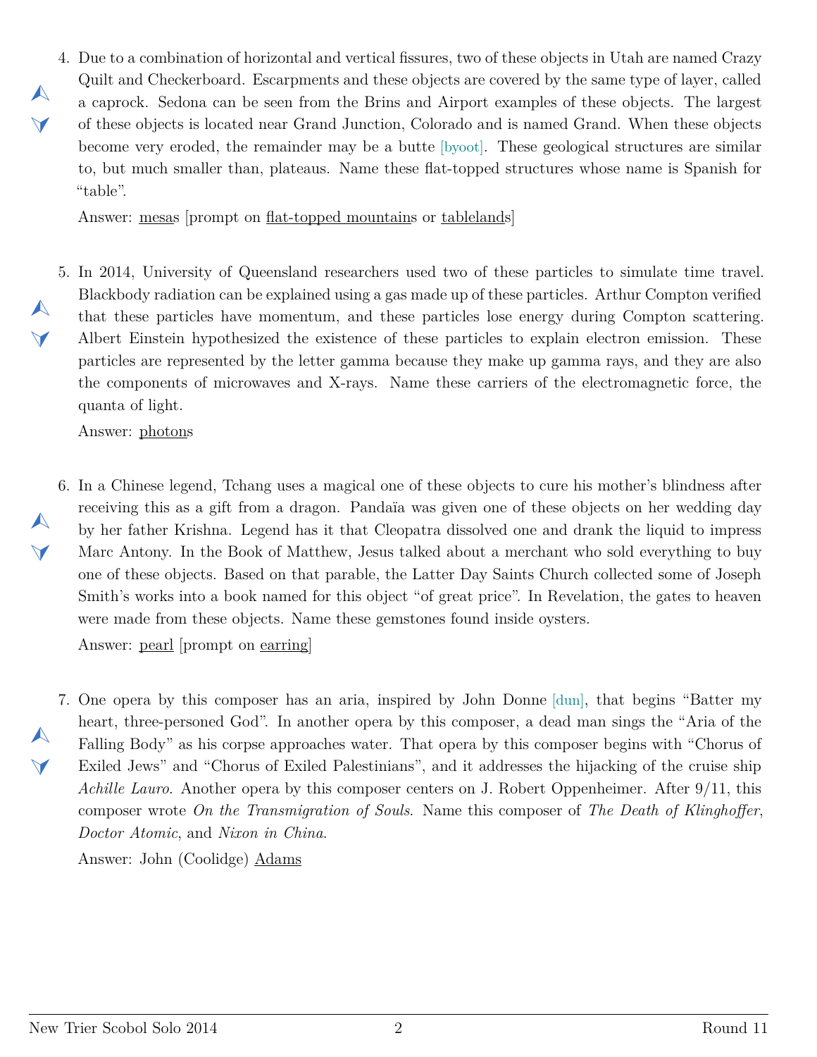4. Due to a combination of horizontal and vertical fissures, two of these objects in Utah are named Crazy Quilt and Checkerboard. Escarpments and these objects are covered by the same type of layer, called a caprock. Sedona can be seen from the Brins and Airport examples of these objects. The largest of these objects is located near Grand Junction, Colorado and is named Grand. When these objects become very eroded, the remainder may be a butte [byoot]. These geological structures are similar to, but much smaller than, plateaus. Name these flat-topped structures whose name is Spanish for "table".

   Answer: mesas [prompt on flat-topped mountains or tablelands]

5. In 2014, University of Queensland researchers used two of these particles to simulate time travel. Blackbody radiation can be explained using a gas made up of these particles. Arthur Compton verified that these particles have momentum, and these particles lose energy during Compton scattering. Albert Einstein hypothesized the existence of these particles to explain electron emission. These particles are represented by the letter gamma because they make up gamma rays, and they are also the components of microwaves and X-rays. Name these carriers of the electromagnetic force, the quanta of light.

   Answer: photons

6. In a Chinese legend, Tchang uses a magical one of these objects to cure his mother's blindness after receiving this as a gift from a dragon. Pandaïa was given one of these objects on her wedding day by her father Krishna. Legend has it that Cleopatra dissolved one and drank the liquid to impress Marc Antony. In the Book of Matthew, Jesus talked about a merchant who sold everything to buy one of these objects. Based on that parable, the Latter Day Saints Church collected some of Joseph Smith's works into a book named for this object "of great price". In Revelation, the gates to heaven were made from these objects. Name these gemstones found inside oysters.

   Answer: pearl [prompt on earring]

7. One opera by this composer has an aria, inspired by John Donne [dun], that begins "Batter my heart, three-personed God". In another opera by this composer, a dead man sings the "Aria of the Falling Body" as his corpse approaches water. That opera by this composer begins with "Chorus of Exiled Jews" and "Chorus of Exiled Palestinians", and it addresses the hijacking of the cruise ship *Achille Lauro*. Another opera by this composer centers on J. Robert Oppenheimer. After 9/11, this composer wrote *On the Transmigration of Souls*. Name this composer of *The Death of Klinghoffer*, *Doctor Atomic*, and *Nixon in China*.

   Answer: John (Coolidge) Adams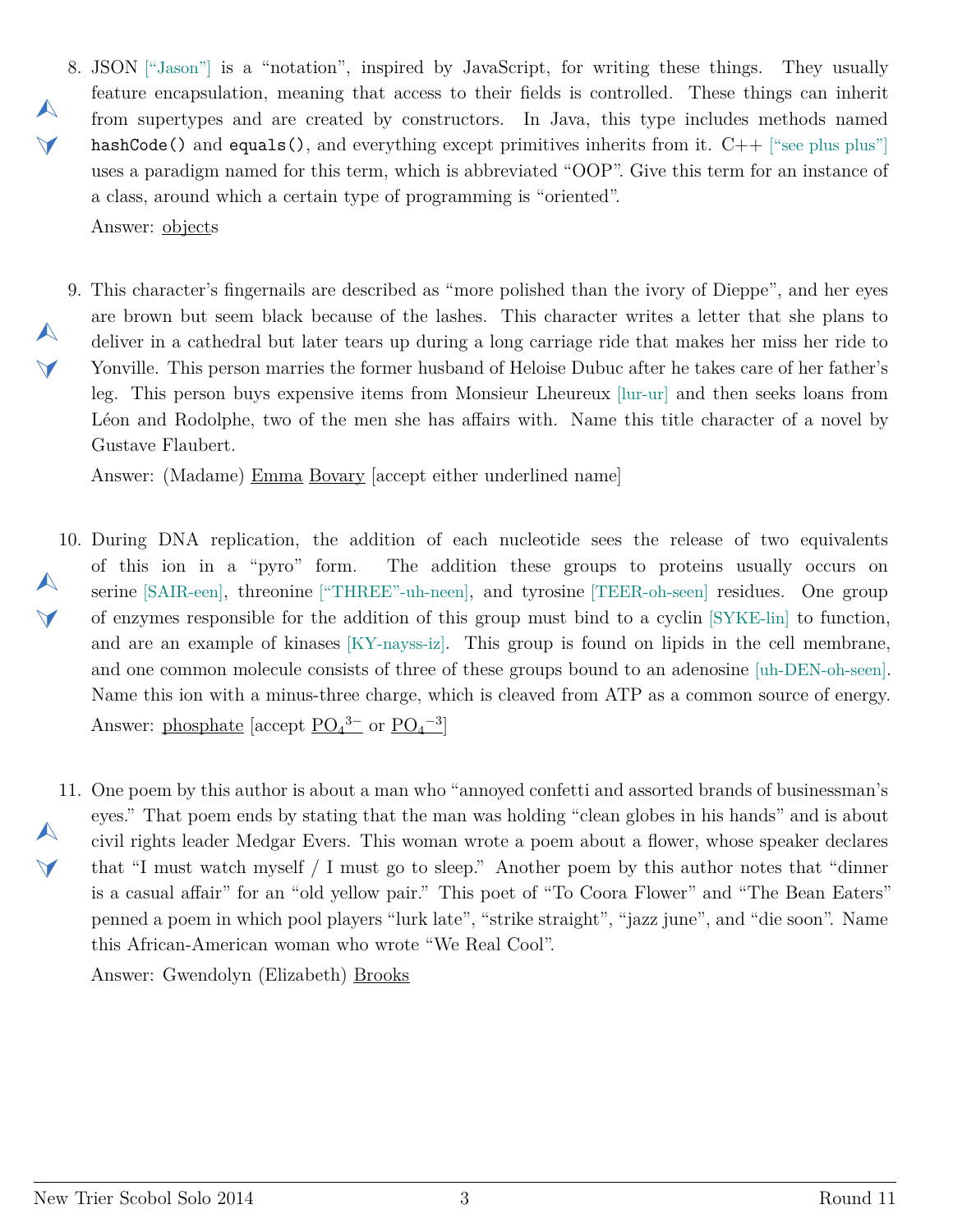8. JSON ["Jason"] is a "notation", inspired by JavaScript, for writing these things. They usually feature encapsulation, meaning that access to their fields is controlled. These things can inherit from supertypes and are created by constructors. In Java, this type includes methods named `hashCode()` and `equals()`, and everything except primitives inherits from it. C++ ["see plus plus"] uses a paradigm named for this term, which is abbreviated "OOP". Give this term for an instance of a class, around which a certain type of programming is "oriented".

   Answer: objects

9. This character's fingernails are described as "more polished than the ivory of Dieppe", and her eyes are brown but seem black because of the lashes. This character writes a letter that she plans to deliver in a cathedral but later tears up during a long carriage ride that makes her miss her ride to Yonville. This person marries the former husband of Heloise Dubuc after he takes care of her father's leg. This person buys expensive items from Monsieur Lheureux [lur-ur] and then seeks loans from Léon and Rodolphe, two of the men she has affairs with. Name this title character of a novel by Gustave Flaubert.

   Answer: (Madame) Emma Bovary [accept either underlined name]

10. During DNA replication, the addition of each nucleotide sees the release of two equivalents of this ion in a "pyro" form. The addition these groups to proteins usually occurs on serine [SAIR-een], threonine ["THREE"-uh-neen], and tyrosine [TEER-oh-seen] residues. One group of enzymes responsible for the addition of this group must bind to a cyclin [SYKE-lin] to function, and are an example of kinases [KY-nayss-iz]. This group is found on lipids in the cell membrane, and one common molecule consists of three of these groups bound to an adenosine [uh-DEN-oh-seen]. Name this ion with a minus-three charge, which is cleaved from ATP as a common source of energy.

    Answer: phosphate [accept $PO_4^{3-}$ or $PO_4^{-3}$]

11. One poem by this author is about a man who "annoyed confetti and assorted brands of businessman's eyes." That poem ends by stating that the man was holding "clean globes in his hands" and is about civil rights leader Medgar Evers. This woman wrote a poem about a flower, whose speaker declares that "I must watch myself / I must go to sleep." Another poem by this author notes that "dinner is a casual affair" for an "old yellow pair." This poet of "To Coora Flower" and "The Bean Eaters" penned a poem in which pool players "lurk late", "strike straight", "jazz june", and "die soon". Name this African-American woman who wrote "We Real Cool".

    Answer: Gwendolyn (Elizabeth) Brooks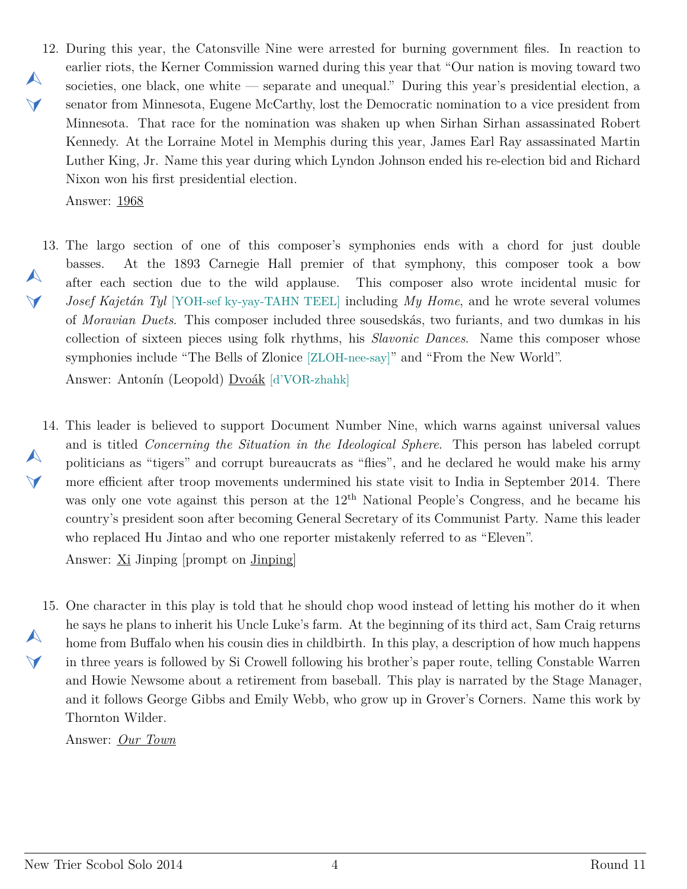12. During this year, the Catonsville Nine were arrested for burning government files. In reaction to earlier riots, the Kerner Commission warned during this year that "Our nation is moving toward two societies, one black, one white — separate and unequal." During this year's presidential election, a senator from Minnesota, Eugene McCarthy, lost the Democratic nomination to a vice president from Minnesota. That race for the nomination was shaken up when Sirhan Sirhan assassinated Robert Kennedy. At the Lorraine Motel in Memphis during this year, James Earl Ray assassinated Martin Luther King, Jr. Name this year during which Lyndon Johnson ended his re-election bid and Richard Nixon won his first presidential election.

    Answer: 1968

13. The largo section of one of this composer's symphonies ends with a chord for just double basses. At the 1893 Carnegie Hall premier of that symphony, this composer took a bow after each section due to the wild applause. This composer also wrote incidental music for *Josef Kajetán Tyl* [YOH-sef ky-yay-TAHN TEEL] including *My Home*, and he wrote several volumes of *Moravian Duets*. This composer included three sousedskás, two furiants, and two dumkas in his collection of sixteen pieces using folk rhythms, his *Slavonic Dances*. Name this composer whose symphonies include "The Bells of Zlonice [ZLOH-nee-say]" and "From the New World".

    Answer: Antonín (Leopold) Dvoák [d'VOR-zhahk]

14. This leader is believed to support Document Number Nine, which warns against universal values and is titled *Concerning the Situation in the Ideological Sphere*. This person has labeled corrupt politicians as "tigers" and corrupt bureaucrats as "flies", and he declared he would make his army more efficient after troop movements undermined his state visit to India in September 2014. There was only one vote against this person at the 12th National People's Congress, and he became his country's president soon after becoming General Secretary of its Communist Party. Name this leader who replaced Hu Jintao and who one reporter mistakenly referred to as "Eleven".

    Answer: Xi Jinping [prompt on Jinping]

15. One character in this play is told that he should chop wood instead of letting his mother do it when he says he plans to inherit his Uncle Luke's farm. At the beginning of its third act, Sam Craig returns home from Buffalo when his cousin dies in childbirth. In this play, a description of how much happens in three years is followed by Si Crowell following his brother's paper route, telling Constable Warren and Howie Newsome about a retirement from baseball. This play is narrated by the Stage Manager, and it follows George Gibbs and Emily Webb, who grow up in Grover's Corners. Name this work by Thornton Wilder.

    Answer: *Our Town*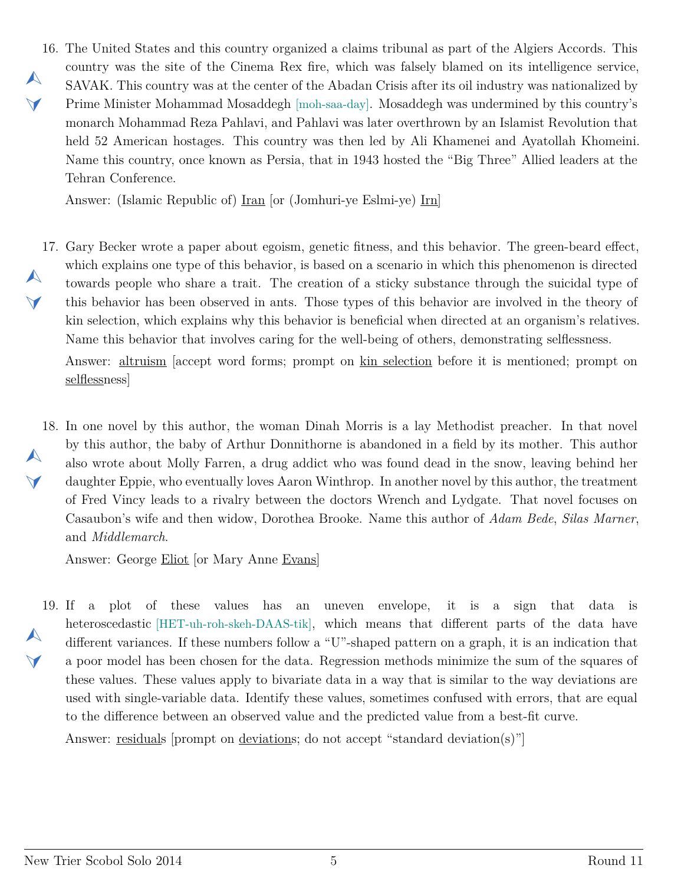16. The United States and this country organized a claims tribunal as part of the Algiers Accords. This country was the site of the Cinema Rex fire, which was falsely blamed on its intelligence service, SAVAK. This country was at the center of the Abadan Crisis after its oil industry was nationalized by Prime Minister Mohammad Mosaddegh [moh-saa-day]. Mosaddegh was undermined by this country's monarch Mohammad Reza Pahlavi, and Pahlavi was later overthrown by an Islamist Revolution that held 52 American hostages. This country was then led by Ali Khamenei and Ayatollah Khomeini. Name this country, once known as Persia, that in 1943 hosted the "Big Three" Allied leaders at the Tehran Conference.

    Answer: (Islamic Republic of) Iran [or (Jomhuri-ye Eslmi-ye) Irn]

17. Gary Becker wrote a paper about egoism, genetic fitness, and this behavior. The green-beard effect, which explains one type of this behavior, is based on a scenario in which this phenomenon is directed towards people who share a trait. The creation of a sticky substance through the suicidal type of this behavior has been observed in ants. Those types of this behavior are involved in the theory of kin selection, which explains why this behavior is beneficial when directed at an organism's relatives. Name this behavior that involves caring for the well-being of others, demonstrating selflessness.

    Answer: altruism [accept word forms; prompt on kin selection before it is mentioned; prompt on selflessness]

18. In one novel by this author, the woman Dinah Morris is a lay Methodist preacher. In that novel by this author, the baby of Arthur Donnithorne is abandoned in a field by its mother. This author also wrote about Molly Farren, a drug addict who was found dead in the snow, leaving behind her daughter Eppie, who eventually loves Aaron Winthrop. In another novel by this author, the treatment of Fred Vincy leads to a rivalry between the doctors Wrench and Lydgate. That novel focuses on Casaubon's wife and then widow, Dorothea Brooke. Name this author of *Adam Bede*, *Silas Marner*, and *Middlemarch*.

    Answer: George Eliot [or Mary Anne Evans]

19. If a plot of these values has an uneven envelope, it is a sign that data is heteroscedastic [HET-uh-roh-skeh-DAAS-tik], which means that different parts of the data have different variances. If these numbers follow a "U"-shaped pattern on a graph, it is an indication that a poor model has been chosen for the data. Regression methods minimize the sum of the squares of these values. These values apply to bivariate data in a way that is similar to the way deviations are used with single-variable data. Identify these values, sometimes confused with errors, that are equal to the difference between an observed value and the predicted value from a best-fit curve.

    Answer: residuals [prompt on deviations; do not accept "standard deviation(s)"]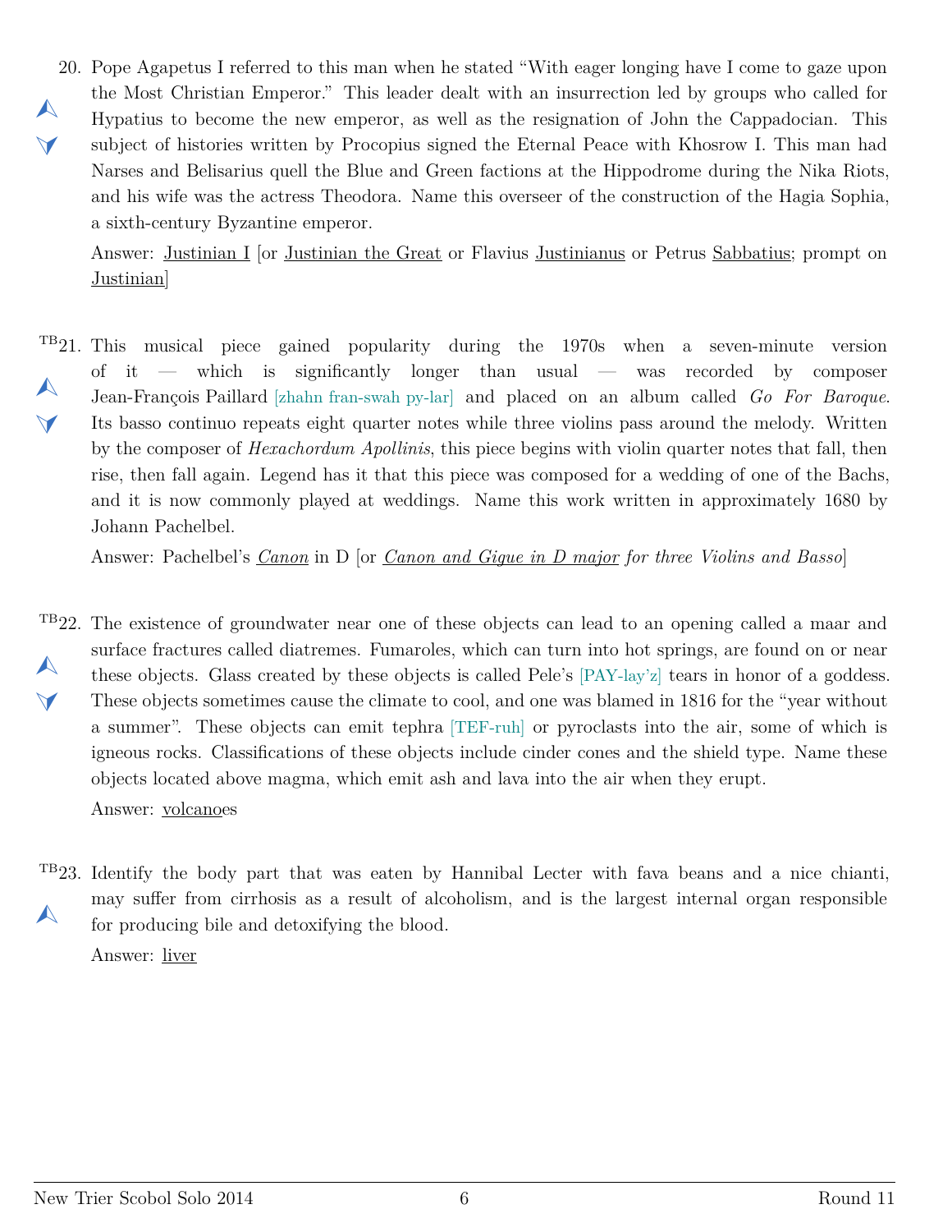20. Pope Agapetus I referred to this man when he stated "With eager longing have I come to gaze upon the Most Christian Emperor." This leader dealt with an insurrection led by groups who called for Hypatius to become the new emperor, as well as the resignation of John the Cappadocian. This subject of histories written by Procopius signed the Eternal Peace with Khosrow I. This man had Narses and Belisarius quell the Blue and Green factions at the Hippodrome during the Nika Riots, and his wife was the actress Theodora. Name this overseer of the construction of the Hagia Sophia, a sixth-century Byzantine emperor.

    Answer: Justinian I [or Justinian the Great or Flavius Justinianus or Petrus Sabbatius; prompt on Justinian]

TB21. This musical piece gained popularity during the 1970s when a seven-minute version of it — which is significantly longer than usual — was recorded by composer Jean-François Paillard [zhahn fran-swah py-lar] and placed on an album called *Go For Baroque*. Its basso continuo repeats eight quarter notes while three violins pass around the melody. Written by the composer of *Hexachordum Apollinis*, this piece begins with violin quarter notes that fall, then rise, then fall again. Legend has it that this piece was composed for a wedding of one of the Bachs, and it is now commonly played at weddings. Name this work written in approximately 1680 by Johann Pachelbel.

    Answer: Pachelbel's *Canon* in D [or *Canon and Gigue in D major for three Violins and Basso*]

TB22. The existence of groundwater near one of these objects can lead to an opening called a maar and surface fractures called diatremes. Fumaroles, which can turn into hot springs, are found on or near these objects. Glass created by these objects is called Pele's [PAY-lay'z] tears in honor of a goddess. These objects sometimes cause the climate to cool, and one was blamed in 1816 for the "year without a summer". These objects can emit tephra [TEF-ruh] or pyroclasts into the air, some of which is igneous rocks. Classifications of these objects include cinder cones and the shield type. Name these objects located above magma, which emit ash and lava into the air when they erupt.

    Answer: volcanoes

TB23. Identify the body part that was eaten by Hannibal Lecter with fava beans and a nice chianti, may suffer from cirrhosis as a result of alcoholism, and is the largest internal organ responsible for producing bile and detoxifying the blood.

    Answer: liver